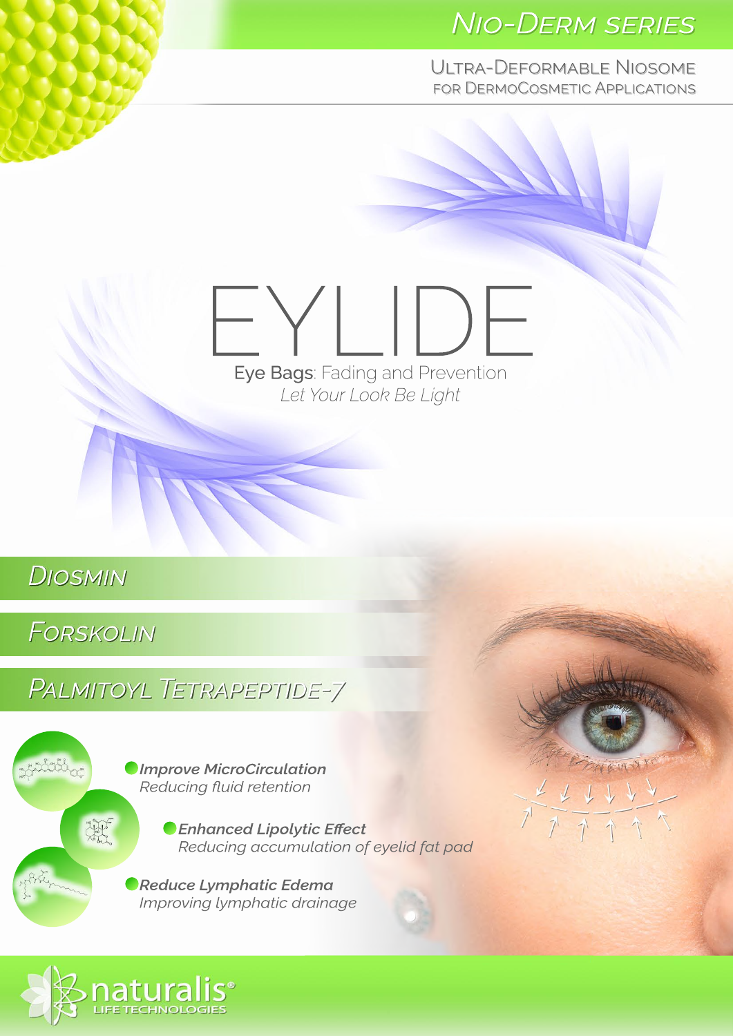# Nio-Derm Series

Ultra-Deformable Niosome
for DermoCosmetic Applications

# EYLIDE

Eye Bags: Fading and Prevention

*Let Your Look Be Light*

## Diosmin

## Forskolin

## Palmitoyl Tetrapeptide-7

- ***Improve MicroCirculation***
  *Reducing fluid retention*
- ***Enhanced Lipolytic Effect***
  *Reducing accumulation of eyelid fat pad*
- ***Reduce Lymphatic Edema***
  *Improving lymphatic drainage*

naturalis®
LIFE TECHNOLOGIES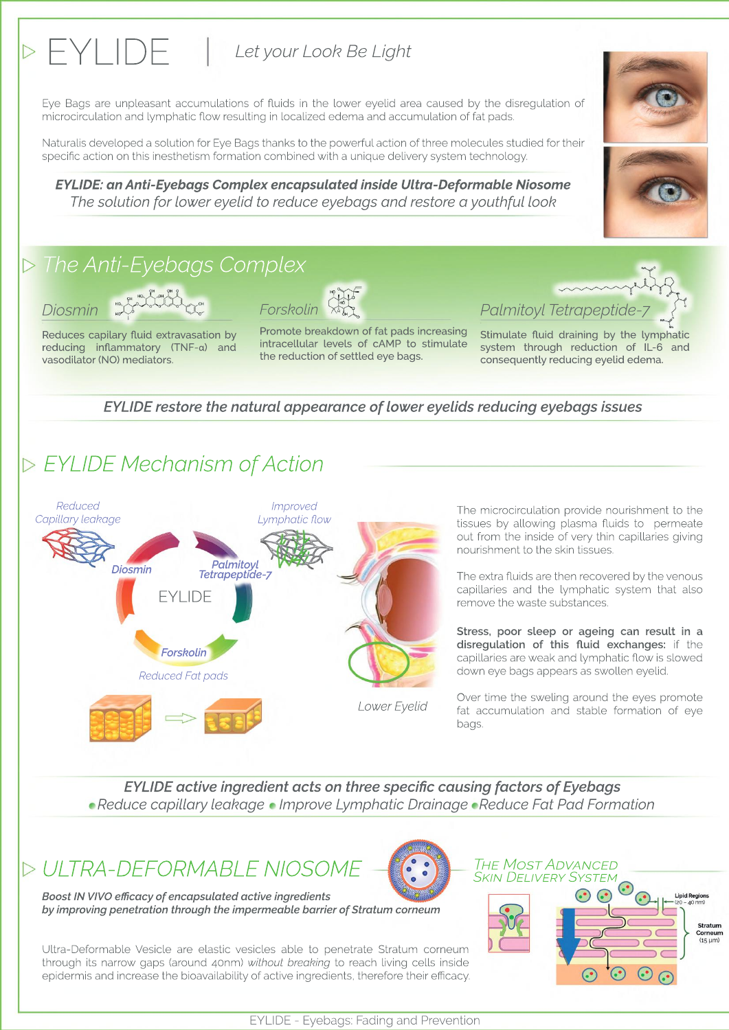# EYLIDE | *Let your Look Be Light*

Eye Bags are unpleasant accumulations of fluids in the lower eyelid area caused by the disregulation of microcirculation and lymphatic flow resulting in localized edema and accumulation of fat pads.

Naturalis developed a solution for Eye Bags thanks to the powerful action of three molecules studied for their specific action on this inesthetism formation combined with a unique delivery system technology.

***EYLIDE: an Anti-Eyebags Complex encapsulated inside Ultra-Deformable Niosome***
*The solution for lower eyelid to reduce eyebags and restore a youthful look*

## The Anti-Eyebags Complex

### Diosmin

Reduces capilary fluid extravasation by reducing inflammatory (TNF-α) and vasodilator (NO) mediators.

### Forskolin

Promote breakdown of fat pads increasing intracellular levels of cAMP to stimulate the reduction of settled eye bags.

### Palmitoyl Tetrapeptide-7

Stimulate fluid draining by the lymphatic system through reduction of IL-6 and consequently reducing eyelid edema.

***EYLIDE restore the natural appearance of lower eyelids reducing eyebags issues***

## EYLIDE Mechanism of Action

*Reduced Capillary leakage* — Diosmin
*Improved Lymphatic flow* — Palmitoyl Tetrapeptide-7
*Reduced Fat pads* — Forskolin
EYLIDE
*Lower Eyelid*

The microcirculation provide nourishment to the tissues by allowing plasma fluids to permeate out from the inside of very thin capillaries giving nourishment to the skin tissues.

The extra fluids are then recovered by the venous capillaries and the lymphatic system that also remove the waste substances.

**Stress, poor sleep or ageing can result in a disregulation of this fluid exchanges:** if the capillaries are weak and lymphatic flow is slowed down eye bags appears as swollen eyelid.

Over time the sweling around the eyes promote fat accumulation and stable formation of eye bags.

***EYLIDE active ingredient acts on three specific causing factors of Eyebags***
*• Reduce capillary leakage • Improve Lymphatic Drainage • Reduce Fat Pad Formation*

## ULTRA-DEFORMABLE NIOSOME

***Boost IN VIVO efficacy of encapsulated active ingredients by improving penetration through the impermeable barrier of Stratum corneum***

Ultra-Deformable Vesicle are elastic vesicles able to penetrate Stratum corneum through its narrow gaps (around 40nm) *without breaking* to reach living cells inside epidermis and increase the bioavailability of active ingredients, therefore their efficacy.

*The Most Advanced Skin Delivery System*

Lipid Regions (20 – 40 nm)
Stratum Corneum (15 μm)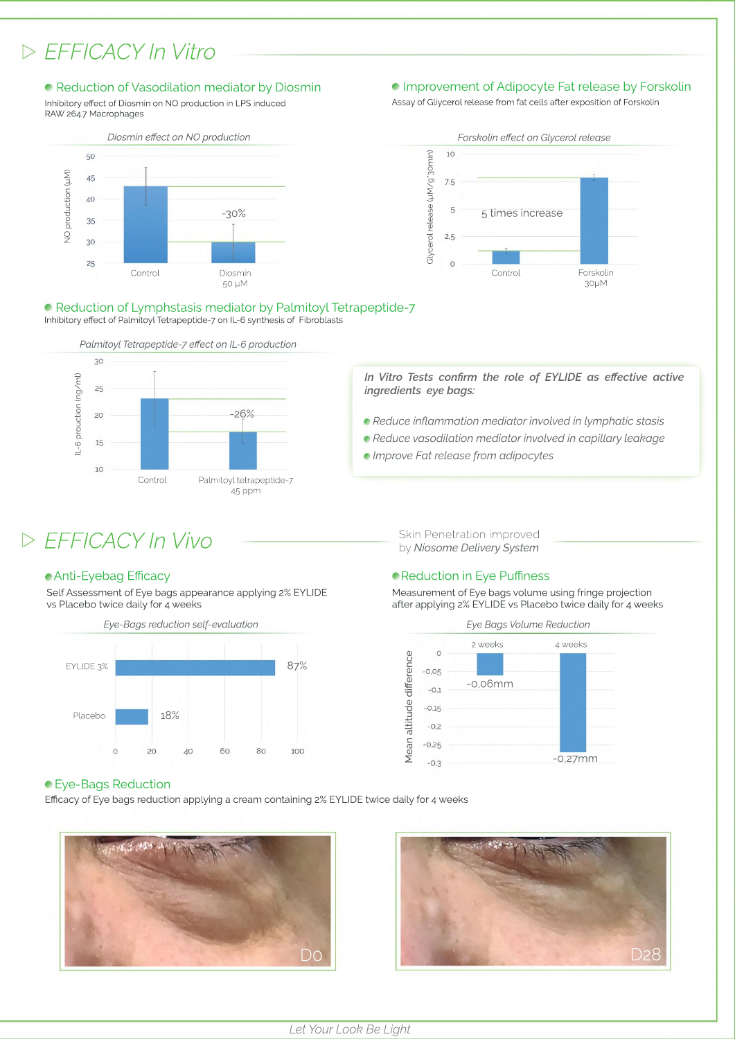# EFFICACY In Vitro

## Reduction of Vasodilation mediator by Diosmin

Inhibitory effect of Diosmin on NO production in LPS induced RAW 264.7 Macrophages

*Diosmin effect on NO production*

| | NO production (µM) |
|---|---|
| Control | ~43 |
| Diosmin 50 µM | ~30 (-30%) |

## Improvement of Adipocyte Fat release by Forskolin

Assay of Glycerol release from fat cells after exposition of Forskolin

*Forskolin effect on Glycerol release*

| | Glycerol release (µM/g°30min) |
|---|---|
| Control | ~1.2 |
| Forskolin 30µM | ~7.8 |

5 times increase

## Reduction of Lymphstasis mediator by Palmitoyl Tetrapeptide-7

Inhibitory effect of Palmitoyl Tetrapeptide-7 on IL-6 synthesis of Fibroblasts

*Palmitoyl Tetrapeptide-7 effect on IL-6 production*

| | IL-6 production (ng/ml) |
|---|---|
| Control | ~23 |
| Palmitoyl tetrapeptide-7 45 ppm | ~17 (-26%) |

*In Vitro Tests confirm the role of EYLIDE as effective active ingredients eye bags:*

- *Reduce inflammation mediator involved in lymphatic stasis*
- *Reduce vasodilation mediator involved in capillary leakage*
- *Improve Fat release from adipocytes*

# EFFICACY In Vivo

Skin Penetration improved by *Niosome Delivery System*

## Anti-Eyebag Efficacy

Self Assessment of Eye bags appearance applying 2% EYLIDE vs Placebo twice daily for 4 weeks

*Eye-Bags reduction self-evaluation*

| | % |
|---|---|
| EYLIDE 3% | 87% |
| Placebo | 18% |

## Reduction in Eye Puffiness

Measurement of Eye bags volume using fringe projection after applying 2% EYLIDE vs Placebo twice daily for 4 weeks

*Eye Bags Volume Reduction*

| | Mean altitude difference |
|---|---|
| 2 weeks | -0,06mm |
| 4 weeks | -0,27mm |

## Eye-Bags Reduction

Efficacy of Eye bags reduction applying a cream containing 2% EYLIDE twice daily for 4 weeks

D0

D28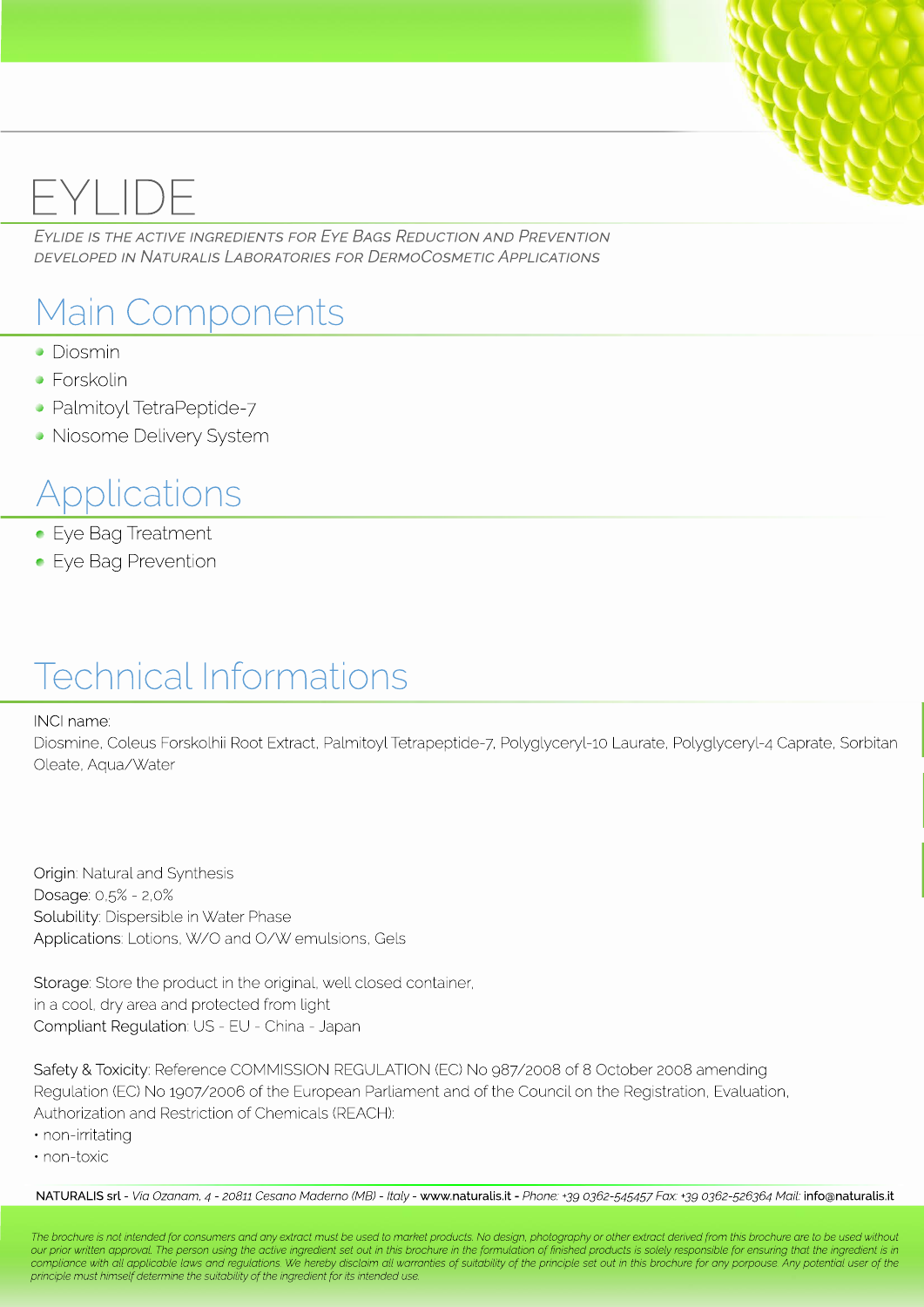# EYLIDE

*EYLIDE IS THE ACTIVE INGREDIENTS FOR EYE BAGS REDUCTION AND PREVENTION DEVELOPED IN NATURALIS LABORATORIES FOR DERMOCOSMETIC APPLICATIONS*

## Main Components

- Diosmin
- Forskolin
- Palmitoyl TetraPeptide-7
- Niosome Delivery System

## Applications

- Eye Bag Treatment
- Eye Bag Prevention

## Technical Informations

INCI name:
Diosmine, Coleus Forskolhii Root Extract, Palmitoyl Tetrapeptide-7, Polyglyceryl-10 Laurate, Polyglyceryl-4 Caprate, Sorbitan Oleate, Aqua/Water

Origin: Natural and Synthesis
Dosage: 0,5% - 2,0%
Solubility: Dispersible in Water Phase
Applications: Lotions, W/O and O/W emulsions, Gels

Storage: Store the product in the original, well closed container, in a cool, dry area and protected from light
Compliant Regulation: US - EU - China - Japan

Safety & Toxicity: Reference COMMISSION REGULATION (EC) No 987/2008 of 8 October 2008 amending Regulation (EC) No 1907/2006 of the European Parliament and of the Council on the Registration, Evaluation, Authorization and Restriction of Chemicals (REACH):

- non-irritating
- non-toxic

**NATURALIS srl** - *Via Ozanam, 4 - 20811 Cesano Maderno (MB) - Italy -* **www.naturalis.it** - *Phone: +39 0362-545457 Fax: +39 0362-526364 Mail:* **info@naturalis.it**

*The brochure is not intended for consumers and any extract must be used to market products. No design, photography or other extract derived from this brochure are to be used without our prior written approval. The person using the active ingredient set out in this brochure in the formulation of finished products is solely responsible for ensuring that the ingredient is in compliance with all applicable laws and regulations. We hereby disclaim all warranties of suitability of the principle set out in this brochure for any porpouse. Any potential user of the principle must himself determine the suitability of the ingredient for its intended use.*